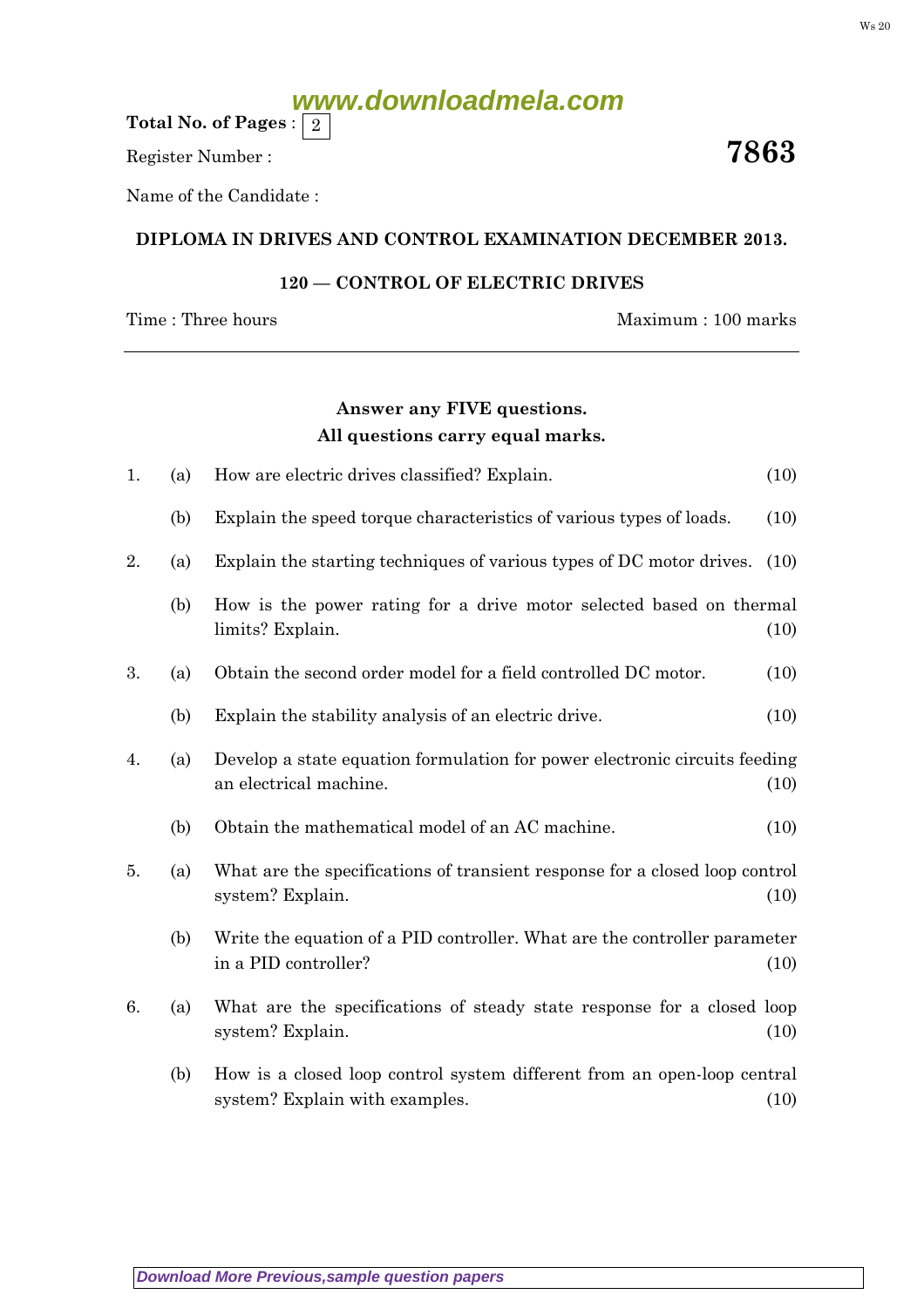Total No. of Pages : 2

Register Number :

**7863**

Name of the Candidate :

**DIPLOMA IN DRIVES AND CONTROL EXAMINATION DECEMBER 2013.**

**120 — CONTROL OF ELECTRIC DRIVES**

Time : Three hours Maximum : 100 marks

**Answer any FIVE questions.**
**All questions carry equal marks.**

1. (a) How are electric drives classified? Explain. (10)

   (b) Explain the speed torque characteristics of various types of loads. (10)

2. (a) Explain the starting techniques of various types of DC motor drives. (10)

   (b) How is the power rating for a drive motor selected based on thermal limits? Explain. (10)

3. (a) Obtain the second order model for a field controlled DC motor. (10)

   (b) Explain the stability analysis of an electric drive. (10)

4. (a) Develop a state equation formulation for power electronic circuits feeding an electrical machine. (10)

   (b) Obtain the mathematical model of an AC machine. (10)

5. (a) What are the specifications of transient response for a closed loop control system? Explain. (10)

   (b) Write the equation of a PID controller. What are the controller parameter in a PID controller? (10)

6. (a) What are the specifications of steady state response for a closed loop system? Explain. (10)

   (b) How is a closed loop control system different from an open-loop central system? Explain with examples. (10)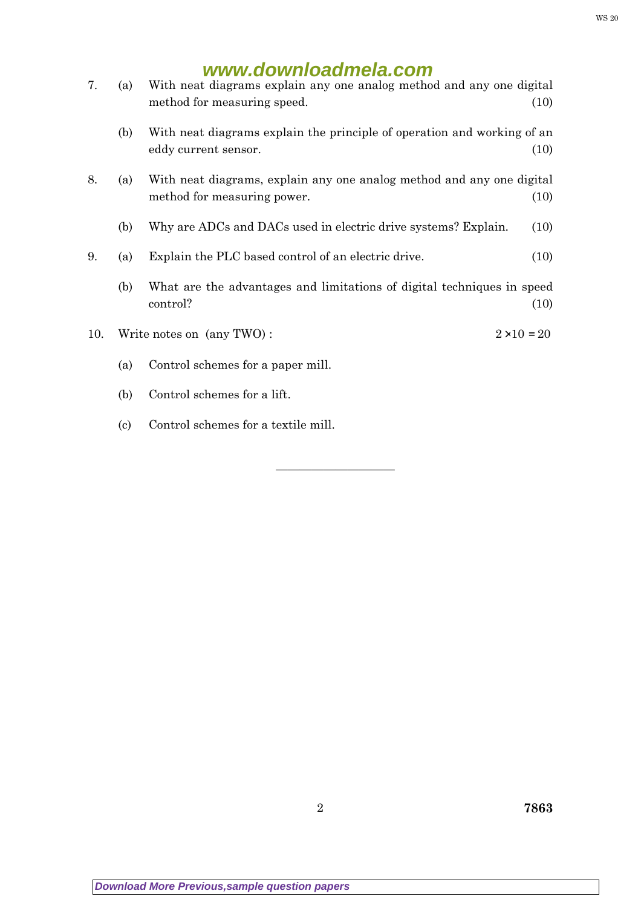7. (a) With neat diagrams explain any one analog method and any one digital method for measuring speed. (10)

   (b) With neat diagrams explain the principle of operation and working of an eddy current sensor. (10)

8. (a) With neat diagrams, explain any one analog method and any one digital method for measuring power. (10)

   (b) Why are ADCs and DACs used in electric drive systems? Explain. (10)

9. (a) Explain the PLC based control of an electric drive. (10)

   (b) What are the advantages and limitations of digital techniques in speed control? (10)

10. Write notes on (any TWO) : $2 \times 10 = 20$

    (a) Control schemes for a paper mill.

    (b) Control schemes for a lift.

    (c) Control schemes for a textile mill.